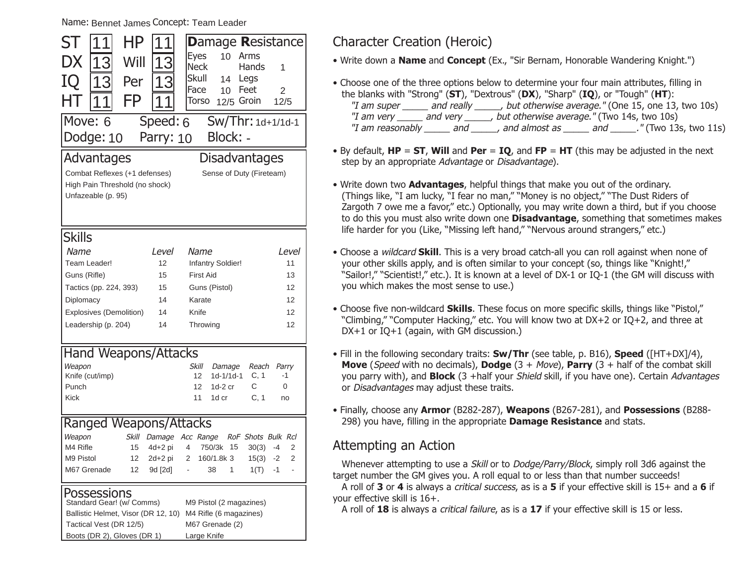Name: Bennet James Concept: Team Leader

| ST | 11 | HP | 11 |
|---|---|---|---|
| DX | 13 | Will | 13 |
| IQ | 13 | Per | 13 |
| HT | 11 | FP | 11 |

## Damage Resistance

| Location | DR | Location | DR |
|---|---|---|---|
| Eyes | 10 | Arms | |
| Neck | | Hands | 1 |
| Skull | 14 | Legs | |
| Face | 10 | Feet | 2 |
| Torso | 12/5 | Groin | 12/5 |

Move: 6 Speed: 6 Sw/Thr: 1d+1/1d-1

Dodge: 10 Parry: 10 Block: -

## Advantages

Combat Reflexes (+1 defenses)

High Pain Threshold (no shock)

Unfazeable (p. 95)

## Disadvantages

Sense of Duty (Fireteam)

## Skills

| Name | Level | Name | Level |
|---|---|---|---|
| Team Leader! | 12 | Infantry Soldier! | 11 |
| Guns (Rifle) | 15 | First Aid | 13 |
| Tactics (pp. 224, 393) | 15 | Guns (Pistol) | 12 |
| Diplomacy | 14 | Karate | 12 |
| Explosives (Demolition) | 14 | Knife | 12 |
| Leadership (p. 204) | 14 | Throwing | 12 |

## Hand Weapons/Attacks

| Weapon | Skill | Damage | Reach | Parry |
|---|---|---|---|---|
| Knife (cut/imp) | 12 | 1d-1/1d-1 | C, 1 | -1 |
| Punch | 12 | 1d-2 cr | C | 0 |
| Kick | 11 | 1d cr | C, 1 | no |

## Ranged Weapons/Attacks

| Weapon | Skill | Damage | Acc | Range | RoF | Shots | Bulk | Rcl |
|---|---|---|---|---|---|---|---|---|
| M4 Rifle | 15 | 4d+2 pi | 4 | 750/3k | 15 | 30(3) | -4 | 2 |
| M9 Pistol | 12 | 2d+2 pi | 2 | 160/1.8k | 3 | 15(3) | -2 | 2 |
| M67 Grenade | 12 | 9d [2d] | - | 38 | 1 | 1(T) | -1 | - |

## Possessions

Standard Gear! (w/ Comms)

Ballistic Helmet, Visor (DR 12, 10)

Tactical Vest (DR 12/5)

Boots (DR 2), Gloves (DR 1)

M9 Pistol (2 magazines)

M4 Rifle (6 magazines)

M67 Grenade (2)

Large Knife

## Character Creation (Heroic)

- Write down a **Name** and **Concept** (Ex., "Sir Bernam, Honorable Wandering Knight.")
- Choose one of the three options below to determine your four main attributes, filling in the blanks with "Strong" (**ST**), "Dextrous" (**DX**), "Sharp" (**IQ**), or "Tough" (**HT**):
  *"I am super _____ and really _____, but otherwise average."* (One 15, one 13, two 10s)
  *"I am very _____ and very _____, but otherwise average."* (Two 14s, two 10s)
  *"I am reasonably _____ and _____, and almost as _____ and _____."* (Two 13s, two 11s)
- By default, **HP** = **ST**, **Will** and **Per** = **IQ**, and **FP** = **HT** (this may be adjusted in the next step by an appropriate *Advantage* or *Disadvantage*).
- Write down two **Advantages**, helpful things that make you out of the ordinary. (Things like, "I am lucky, "I fear no man," "Money is no object," "The Dust Riders of Zargoth 7 owe me a favor," etc.) Optionally, you may write down a third, but if you choose to do this you must also write down one **Disadvantage**, something that sometimes makes life harder for you (Like, "Missing left hand," "Nervous around strangers," etc.)
- Choose a *wildcard* **Skill**. This is a very broad catch-all you can roll against when none of your other skills apply, and is often similar to your concept (so, things like "Knight!," "Sailor!," "Scientist!," etc.). It is known at a level of DX-1 or IQ-1 (the GM will discuss with you which makes the most sense to use.)
- Choose five non-wildcard **Skills**. These focus on more specific skills, things like "Pistol," "Climbing," "Computer Hacking," etc. You will know two at DX+2 or IQ+2, and three at DX+1 or IQ+1 (again, with GM discussion.)
- Fill in the following secondary traits: **Sw/Thr** (see table, p. B16), **Speed** ([HT+DX]/4), **Move** (*Speed* with no decimals), **Dodge** (3 + *Move*), **Parry** (3 + half of the combat skill you parry with), and **Block** (3 +half your *Shield* skill, if you have one). Certain *Advantages* or *Disadvantages* may adjust these traits.
- Finally, choose any **Armor** (B282-287), **Weapons** (B267-281), and **Possessions** (B288-298) you have, filling in the appropriate **Damage Resistance** and stats.

## Attempting an Action

Whenever attempting to use a *Skill* or to *Dodge/Parry/Block*, simply roll 3d6 against the target number the GM gives you. A roll equal to or less than that number succeeds!

A roll of **3** or **4** is always a *critical success*, as is a **5** if your effective skill is 15+ and a **6** if your effective skill is 16+.

A roll of **18** is always a *critical failure*, as is a **17** if your effective skill is 15 or less.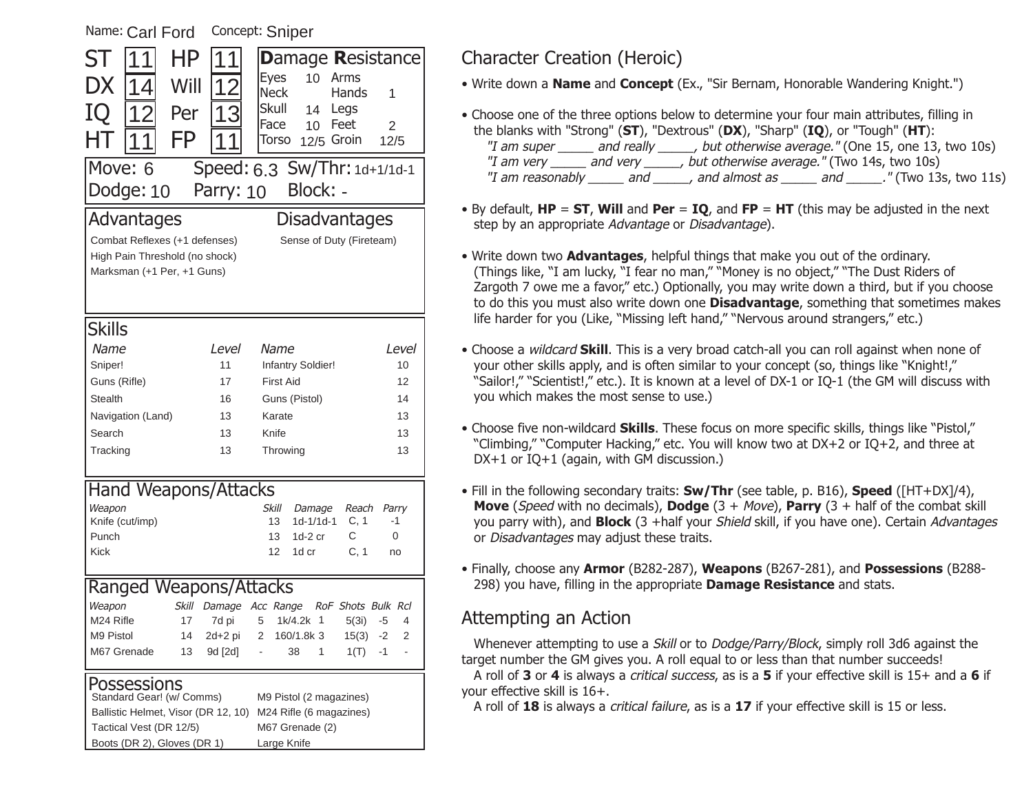Name: Carl Ford    Concept: Sniper

| ST | 11 | HP | 11 |
|---|---|---|---|
| DX | 14 | Will | 12 |
| IQ | 12 | Per | 13 |
| HT | 11 | FP | 11 |

## Damage Resistance

| Location | DR | Location | DR |
|---|---|---|---|
| Eyes | 10 | Arms | |
| Neck | | Hands | 1 |
| Skull | 14 | Legs | |
| Face | 10 | Feet | 2 |
| Torso | 12/5 | Groin | 12/5 |

Move: 6    Speed: 6.3    Sw/Thr: 1d+1/1d-1

Dodge: 10    Parry: 10    Block: -

## Advantages

Combat Reflexes (+1 defenses)

High Pain Threshold (no shock)

Marksman (+1 Per, +1 Guns)

## Disadvantages

Sense of Duty (Fireteam)

## Skills

| Name | Level | Name | Level |
|---|---|---|---|
| Sniper! | 11 | Infantry Soldier! | 10 |
| Guns (Rifle) | 17 | First Aid | 12 |
| Stealth | 16 | Guns (Pistol) | 14 |
| Navigation (Land) | 13 | Karate | 13 |
| Search | 13 | Knife | 13 |
| Tracking | 13 | Throwing | 13 |

## Hand Weapons/Attacks

| Weapon | Skill | Damage | Reach | Parry |
|---|---|---|---|---|
| Knife (cut/imp) | 13 | 1d-1/1d-1 | C, 1 | -1 |
| Punch | 13 | 1d-2 cr | C | 0 |
| Kick | 12 | 1d cr | C, 1 | no |

## Ranged Weapons/Attacks

| Weapon | Skill | Damage | Acc | Range | RoF | Shots | Bulk | Rcl |
|---|---|---|---|---|---|---|---|---|
| M24 Rifle | 17 | 7d pi | 5 | 1k/4.2k | 1 | 5(3i) | -5 | 4 |
| M9 Pistol | 14 | 2d+2 pi | 2 | 160/1.8k | 3 | 15(3) | -2 | 2 |
| M67 Grenade | 13 | 9d [2d] | - | 38 | 1 | 1(T) | -1 | - |

## Possessions

Standard Gear! (w/ Comms)

Ballistic Helmet, Visor (DR 12, 10)

Tactical Vest (DR 12/5)

Boots (DR 2), Gloves (DR 1)

M9 Pistol (2 magazines)

M24 Rifle (6 magazines)

M67 Grenade (2)

Large Knife

# Character Creation (Heroic)

- Write down a **Name** and **Concept** (Ex., "Sir Bernam, Honorable Wandering Knight.")
- Choose one of the three options below to determine your four main attributes, filling in the blanks with "Strong" (**ST**), "Dextrous" (**DX**), "Sharp" (**IQ**), or "Tough" (**HT**):
  *"I am super _____ and really _____, but otherwise average."* (One 15, one 13, two 10s)
  *"I am very _____ and very _____, but otherwise average."* (Two 14s, two 10s)
  *"I am reasonably _____ and _____, and almost as _____ and _____."* (Two 13s, two 11s)
- By default, **HP** = **ST**, **Will** and **Per** = **IQ**, and **FP** = **HT** (this may be adjusted in the next step by an appropriate *Advantage* or *Disadvantage*).
- Write down two **Advantages**, helpful things that make you out of the ordinary. (Things like, "I am lucky, "I fear no man," "Money is no object," "The Dust Riders of Zargoth 7 owe me a favor," etc.) Optionally, you may write down a third, but if you choose to do this you must also write down one **Disadvantage**, something that sometimes makes life harder for you (Like, "Missing left hand," "Nervous around strangers," etc.)
- Choose a *wildcard* **Skill**. This is a very broad catch-all you can roll against when none of your other skills apply, and is often similar to your concept (so, things like "Knight!," "Sailor!," "Scientist!," etc.). It is known at a level of DX-1 or IQ-1 (the GM will discuss with you which makes the most sense to use.)
- Choose five non-wildcard **Skills**. These focus on more specific skills, things like "Pistol," "Climbing," "Computer Hacking," etc. You will know two at DX+2 or IQ+2, and three at DX+1 or IQ+1 (again, with GM discussion.)
- Fill in the following secondary traits: **Sw/Thr** (see table, p. B16), **Speed** ([HT+DX]/4), **Move** (*Speed* with no decimals), **Dodge** (3 + *Move*), **Parry** (3 + half of the combat skill you parry with), and **Block** (3 +half your *Shield* skill, if you have one). Certain *Advantages* or *Disadvantages* may adjust these traits.
- Finally, choose any **Armor** (B282-287), **Weapons** (B267-281), and **Possessions** (B288-298) you have, filling in the appropriate **Damage Resistance** and stats.

# Attempting an Action

Whenever attempting to use a *Skill* or to *Dodge/Parry/Block*, simply roll 3d6 against the target number the GM gives you. A roll equal to or less than that number succeeds!

A roll of **3** or **4** is always a *critical success*, as is a **5** if your effective skill is 15+ and a **6** if your effective skill is 16+.

A roll of **18** is always a *critical failure*, as is a **17** if your effective skill is 15 or less.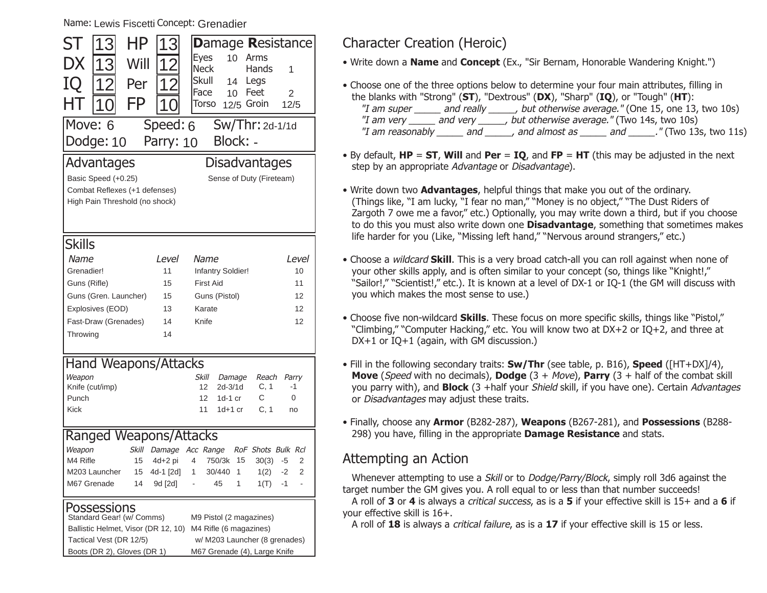Name: Lewis Fiscetti Concept: Grenadier

| | | | |
|---|---|---|---|
| ST | 13 | HP | 13 |
| DX | 13 | Will | 12 |
| IQ | 12 | Per | 12 |
| HT | 10 | FP | 10 |

## Damage Resistance

| Location | DR | Location | DR |
|---|---|---|---|
| Eyes | 10 | Arms | |
| Neck | | Hands | 1 |
| Skull | 14 | Legs | |
| Face | 10 | Feet | 2 |
| Torso | 12/5 | Groin | 12/5 |

Move: 6 Speed: 6 Sw/Thr: 2d-1/1d

Dodge: 10 Parry: 10 Block: -

## Advantages

Basic Speed (+0.25)

Combat Reflexes (+1 defenses)

High Pain Threshold (no shock)

## Disadvantages

Sense of Duty (Fireteam)

## Skills

| Name | Level | Name | Level |
|---|---|---|---|
| Grenadier! | 11 | Infantry Soldier! | 10 |
| Guns (Rifle) | 15 | First Aid | 11 |
| Guns (Gren. Launcher) | 15 | Guns (Pistol) | 12 |
| Explosives (EOD) | 13 | Karate | 12 |
| Fast-Draw (Grenades) | 14 | Knife | 12 |
| Throwing | 14 | | |

## Hand Weapons/Attacks

| Weapon | Skill | Damage | Reach | Parry |
|---|---|---|---|---|
| Knife (cut/imp) | 12 | 2d-3/1d | C, 1 | -1 |
| Punch | 12 | 1d-1 cr | C | 0 |
| Kick | 11 | 1d+1 cr | C, 1 | no |

## Ranged Weapons/Attacks

| Weapon | Skill | Damage | Acc | Range | RoF | Shots | Bulk | Rcl |
|---|---|---|---|---|---|---|---|---|
| M4 Rifle | 15 | 4d+2 pi | 4 | 750/3k | 15 | 30(3) | -5 | 2 |
| M203 Launcher | 15 | 4d-1 [2d] | 1 | 30/440 | 1 | 1(2) | -2 | 2 |
| M67 Grenade | 14 | 9d [2d] | - | 45 | 1 | 1(T) | -1 | - |

## Possessions

Standard Gear! (w/ Comms)

Ballistic Helmet, Visor (DR 12, 10)

Tactical Vest (DR 12/5)

Boots (DR 2), Gloves (DR 1)

M9 Pistol (2 magazines)

M4 Rifle (6 magazines)

w/ M203 Launcher (8 grenades)

M67 Grenade (4), Large Knife

# Character Creation (Heroic)

- Write down a **Name** and **Concept** (Ex., "Sir Bernam, Honorable Wandering Knight.")
- Choose one of the three options below to determine your four main attributes, filling in the blanks with "Strong" (**ST**), "Dextrous" (**DX**), "Sharp" (**IQ**), or "Tough" (**HT**):
  *"I am super _____ and really _____, but otherwise average."* (One 15, one 13, two 10s)
  *"I am very _____ and very _____, but otherwise average."* (Two 14s, two 10s)
  *"I am reasonably _____ and _____, and almost as _____ and _____."* (Two 13s, two 11s)
- By default, **HP** = **ST**, **Will** and **Per** = **IQ**, and **FP** = **HT** (this may be adjusted in the next step by an appropriate *Advantage* or *Disadvantage*).
- Write down two **Advantages**, helpful things that make you out of the ordinary. (Things like, "I am lucky, "I fear no man," "Money is no object," "The Dust Riders of Zargoth 7 owe me a favor," etc.) Optionally, you may write down a third, but if you choose to do this you must also write down one **Disadvantage**, something that sometimes makes life harder for you (Like, "Missing left hand," "Nervous around strangers," etc.)
- Choose a *wildcard* **Skill**. This is a very broad catch-all you can roll against when none of your other skills apply, and is often similar to your concept (so, things like "Knight!," "Sailor!," "Scientist!," etc.). It is known at a level of DX-1 or IQ-1 (the GM will discuss with you which makes the most sense to use.)
- Choose five non-wildcard **Skills**. These focus on more specific skills, things like "Pistol," "Climbing," "Computer Hacking," etc. You will know two at DX+2 or IQ+2, and three at DX+1 or IQ+1 (again, with GM discussion.)
- Fill in the following secondary traits: **Sw/Thr** (see table, p. B16), **Speed** ([HT+DX]/4), **Move** (*Speed* with no decimals), **Dodge** (3 + *Move*), **Parry** (3 + half of the combat skill you parry with), and **Block** (3 +half your *Shield* skill, if you have one). Certain *Advantages* or *Disadvantages* may adjust these traits.
- Finally, choose any **Armor** (B282-287), **Weapons** (B267-281), and **Possessions** (B288-298) you have, filling in the appropriate **Damage Resistance** and stats.

# Attempting an Action

Whenever attempting to use a *Skill* or to *Dodge/Parry/Block*, simply roll 3d6 against the target number the GM gives you. A roll equal to or less than that number succeeds!

A roll of **3** or **4** is always a *critical success*, as is a **5** if your effective skill is 15+ and a **6** if your effective skill is 16+.

A roll of **18** is always a *critical failure*, as is a **17** if your effective skill is 15 or less.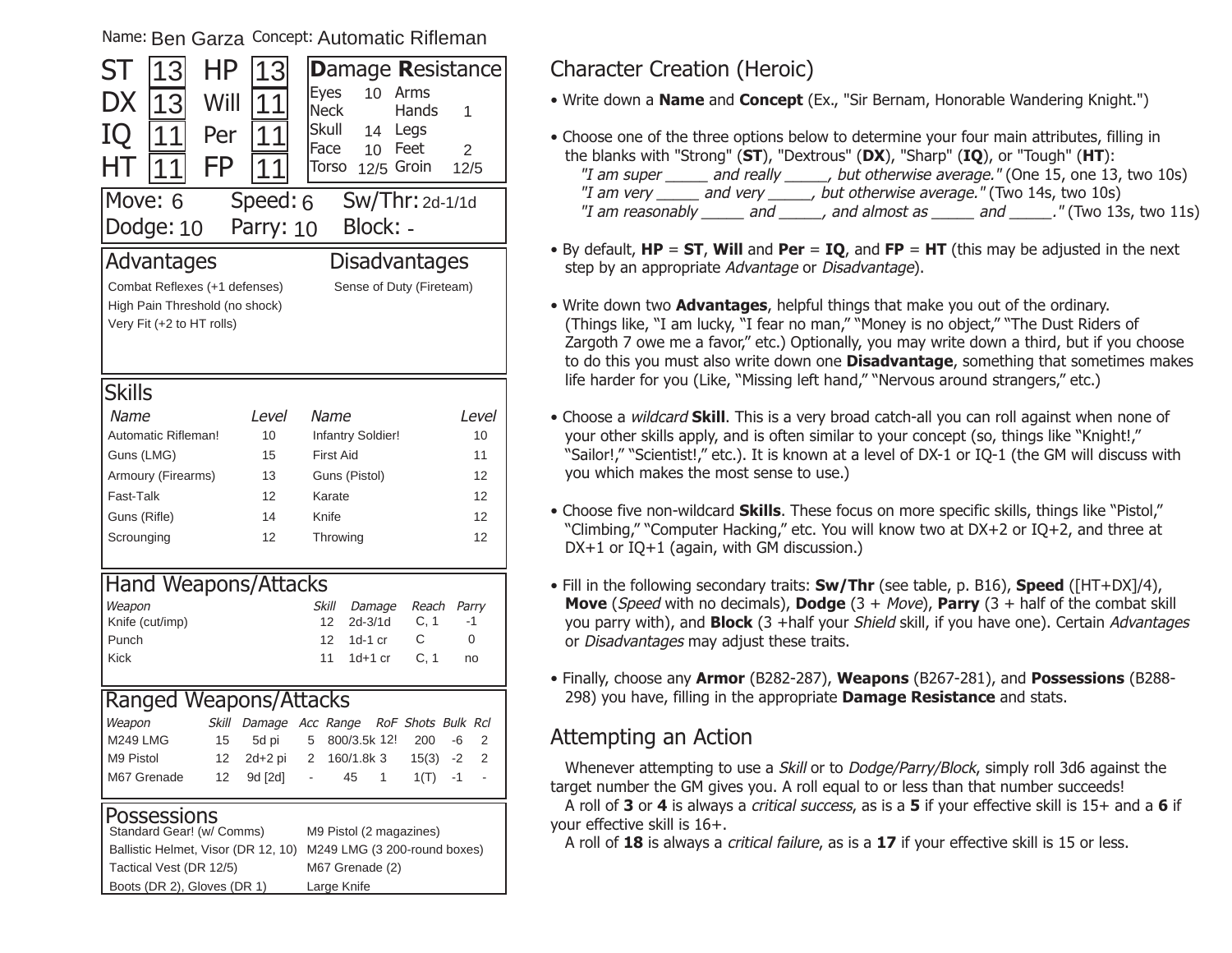Name: Ben Garza Concept: Automatic Rifleman

| | | | |
|---|---|---|---|
| ST | 13 | HP | 13 |
| DX | 13 | Will | 11 |
| IQ | 11 | Per | 11 |
| HT | 11 | FP | 11 |

**D**amage **R**esistance

| | | | |
|---|---|---|---|
| Eyes | 10 | Arms | |
| Neck | | Hands | 1 |
| Skull | 14 | Legs | |
| Face | 10 | Feet | 2 |
| Torso | 12/5 | Groin | 12/5 |

Move: 6 Speed: 6 Sw/Thr: 2d-1/1d

Dodge: 10 Parry: 10 Block: -

## Advantages

Combat Reflexes (+1 defenses)

High Pain Threshold (no shock)

Very Fit (+2 to HT rolls)

## Disadvantages

Sense of Duty (Fireteam)

## Skills

| Name | Level | Name | Level |
|---|---|---|---|
| Automatic Rifleman! | 10 | Infantry Soldier! | 10 |
| Guns (LMG) | 15 | First Aid | 11 |
| Armoury (Firearms) | 13 | Guns (Pistol) | 12 |
| Fast-Talk | 12 | Karate | 12 |
| Guns (Rifle) | 14 | Knife | 12 |
| Scrounging | 12 | Throwing | 12 |

## Hand Weapons/Attacks

| Weapon | Skill | Damage | Reach | Parry |
|---|---|---|---|---|
| Knife (cut/imp) | 12 | 2d-3/1d | C, 1 | -1 |
| Punch | 12 | 1d-1 cr | C | 0 |
| Kick | 11 | 1d+1 cr | C, 1 | no |

## Ranged Weapons/Attacks

| Weapon | Skill | Damage | Acc | Range | RoF | Shots | Bulk | Rcl |
|---|---|---|---|---|---|---|---|---|
| M249 LMG | 15 | 5d pi | 5 | 800/3.5k | 12! | 200 | -6 | 2 |
| M9 Pistol | 12 | 2d+2 pi | 2 | 160/1.8k | 3 | 15(3) | -2 | 2 |
| M67 Grenade | 12 | 9d [2d] | - | 45 | 1 | 1(T) | -1 | - |

## Possessions

| | |
|---|---|
| Standard Gear! (w/ Comms) | M9 Pistol (2 magazines) |
| Ballistic Helmet, Visor (DR 12, 10) | M249 LMG (3 200-round boxes) |
| Tactical Vest (DR 12/5) | M67 Grenade (2) |
| Boots (DR 2), Gloves (DR 1) | Large Knife |

## Character Creation (Heroic)

- Write down a **Name** and **Concept** (Ex., "Sir Bernam, Honorable Wandering Knight.")
- Choose one of the three options below to determine your four main attributes, filling in the blanks with "Strong" (**ST**), "Dextrous" (**DX**), "Sharp" (**IQ**), or "Tough" (**HT**):
  *"I am super _____ and really _____, but otherwise average."* (One 15, one 13, two 10s)
  *"I am very _____ and very _____, but otherwise average."* (Two 14s, two 10s)
  *"I am reasonably _____ and _____, and almost as _____ and _____."* (Two 13s, two 11s)
- By default, **HP** = **ST**, **Will** and **Per** = **IQ**, and **FP** = **HT** (this may be adjusted in the next step by an appropriate *Advantage* or *Disadvantage*).
- Write down two **Advantages**, helpful things that make you out of the ordinary. (Things like, "I am lucky, "I fear no man," "Money is no object," "The Dust Riders of Zargoth 7 owe me a favor," etc.) Optionally, you may write down a third, but if you choose to do this you must also write down one **Disadvantage**, something that sometimes makes life harder for you (Like, "Missing left hand," "Nervous around strangers," etc.)
- Choose a *wildcard* **Skill**. This is a very broad catch-all you can roll against when none of your other skills apply, and is often similar to your concept (so, things like "Knight!," "Sailor!," "Scientist!," etc.). It is known at a level of DX-1 or IQ-1 (the GM will discuss with you which makes the most sense to use.)
- Choose five non-wildcard **Skills**. These focus on more specific skills, things like "Pistol," "Climbing," "Computer Hacking," etc. You will know two at DX+2 or IQ+2, and three at DX+1 or IQ+1 (again, with GM discussion.)
- Fill in the following secondary traits: **Sw/Thr** (see table, p. B16), **Speed** ([HT+DX]/4), **Move** (*Speed* with no decimals), **Dodge** (3 + *Move*), **Parry** (3 + half of the combat skill you parry with), and **Block** (3 +half your *Shield* skill, if you have one). Certain *Advantages* or *Disadvantages* may adjust these traits.
- Finally, choose any **Armor** (B282-287), **Weapons** (B267-281), and **Possessions** (B288-298) you have, filling in the appropriate **Damage Resistance** and stats.

## Attempting an Action

Whenever attempting to use a *Skill* or to *Dodge/Parry/Block*, simply roll 3d6 against the target number the GM gives you. A roll equal to or less than that number succeeds!

A roll of **3** or **4** is always a *critical success*, as is a **5** if your effective skill is 15+ and a **6** if your effective skill is 16+.

A roll of **18** is always a *critical failure*, as is a **17** if your effective skill is 15 or less.